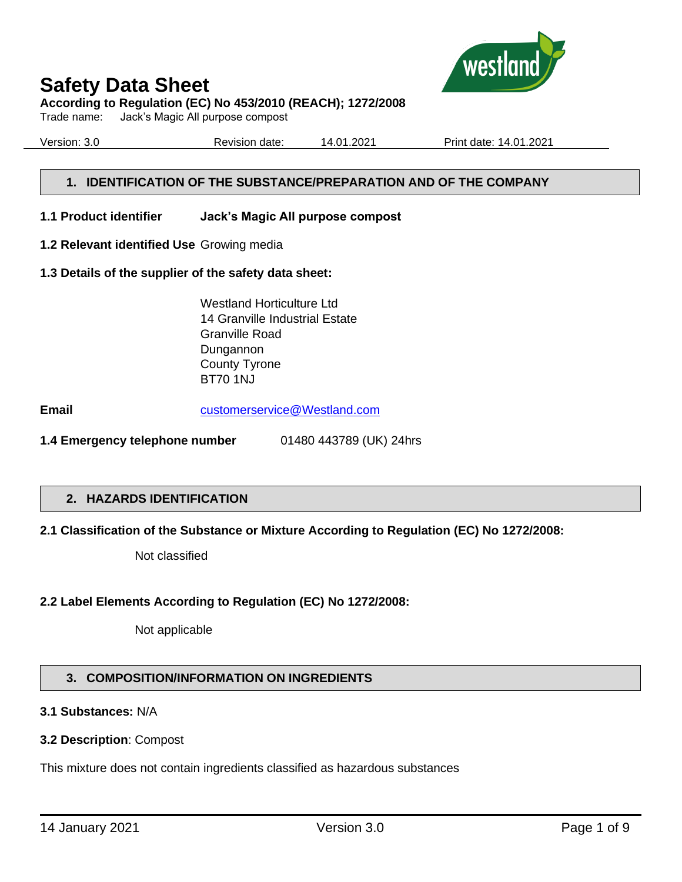# Safety Data Sheet

**According to Regulation (EC) No 453/2010 (REACH); 1272/2008**

Trade name: Jack's Magic All purpose compost

Version: 3.0 Revision date: 14.01.2021 Print date: 14.01.2021

## 1. IDENTIFICATION OF THE SUBSTANCE/PREPARATION AND OF THE COMPANY

**1.1 Product identifier** **Jack's Magic All purpose compost**

**1.2 Relevant identified Use** Growing media

**1.3 Details of the supplier of the safety data sheet:**

Westland Horticulture Ltd
14 Granville Industrial Estate
Granville Road
Dungannon
County Tyrone
BT70 1NJ

**Email** customerservice@Westland.com

**1.4 Emergency telephone number** 01480 443789 (UK) 24hrs

## 2. HAZARDS IDENTIFICATION

**2.1 Classification of the Substance or Mixture According to Regulation (EC) No 1272/2008:**

Not classified

**2.2 Label Elements According to Regulation (EC) No 1272/2008:**

Not applicable

## 3. COMPOSITION/INFORMATION ON INGREDIENTS

**3.1 Substances:** N/A

**3.2 Description**: Compost

This mixture does not contain ingredients classified as hazardous substances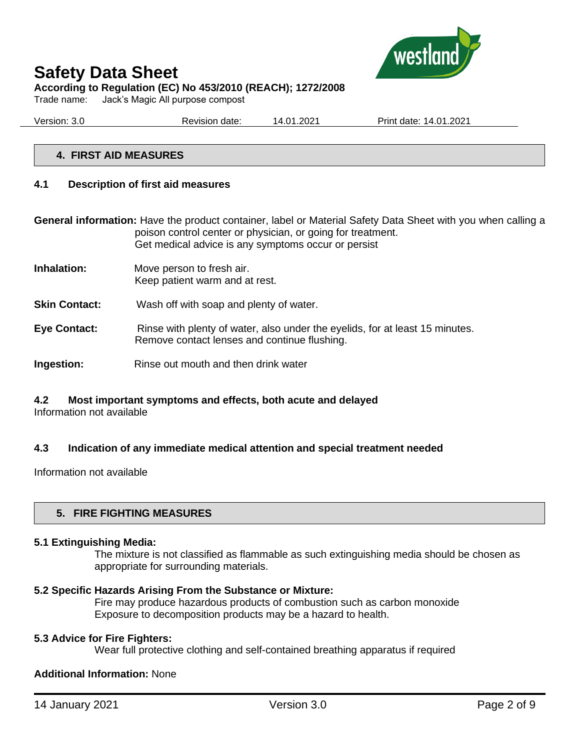## 4. FIRST AID MEASURES

### 4.1 Description of first aid measures

**General information:** Have the product container, label or Material Safety Data Sheet with you when calling a poison control center or physician, or going for treatment.
Get medical advice is any symptoms occur or persist

**Inhalation:** Move person to fresh air.
Keep patient warm and at rest.

**Skin Contact:** Wash off with soap and plenty of water.

**Eye Contact:** Rinse with plenty of water, also under the eyelids, for at least 15 minutes.
Remove contact lenses and continue flushing.

**Ingestion:** Rinse out mouth and then drink water

### 4.2 Most important symptoms and effects, both acute and delayed

Information not available

### 4.3 Indication of any immediate medical attention and special treatment needed

Information not available

## 5. FIRE FIGHTING MEASURES

**5.1 Extinguishing Media:**

The mixture is not classified as flammable as such extinguishing media should be chosen as appropriate for surrounding materials.

**5.2 Specific Hazards Arising From the Substance or Mixture:**

Fire may produce hazardous products of combustion such as carbon monoxide
Exposure to decomposition products may be a hazard to health.

**5.3 Advice for Fire Fighters:**

Wear full protective clothing and self-contained breathing apparatus if required

**Additional Information:** None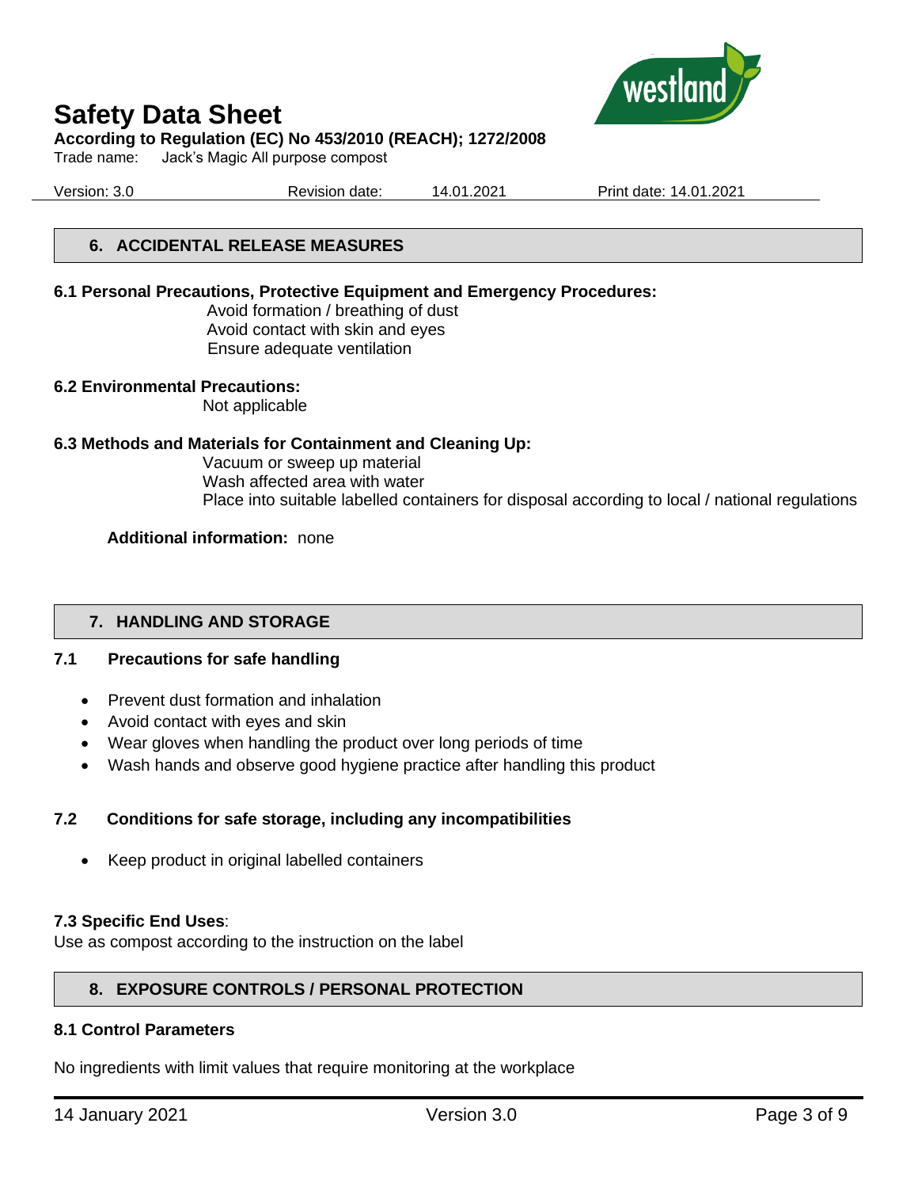## 6. ACCIDENTAL RELEASE MEASURES

**6.1 Personal Precautions, Protective Equipment and Emergency Procedures:**

Avoid formation / breathing of dust
Avoid contact with skin and eyes
Ensure adequate ventilation

**6.2 Environmental Precautions:**

Not applicable

**6.3 Methods and Materials for Containment and Cleaning Up:**

Vacuum or sweep up material
Wash affected area with water
Place into suitable labelled containers for disposal according to local / national regulations

**Additional information:** none

## 7. HANDLING AND STORAGE

**7.1 Precautions for safe handling**

- Prevent dust formation and inhalation
- Avoid contact with eyes and skin
- Wear gloves when handling the product over long periods of time
- Wash hands and observe good hygiene practice after handling this product

**7.2 Conditions for safe storage, including any incompatibilities**

- Keep product in original labelled containers

**7.3 Specific End Uses**:

Use as compost according to the instruction on the label

## 8. EXPOSURE CONTROLS / PERSONAL PROTECTION

**8.1 Control Parameters**

No ingredients with limit values that require monitoring at the workplace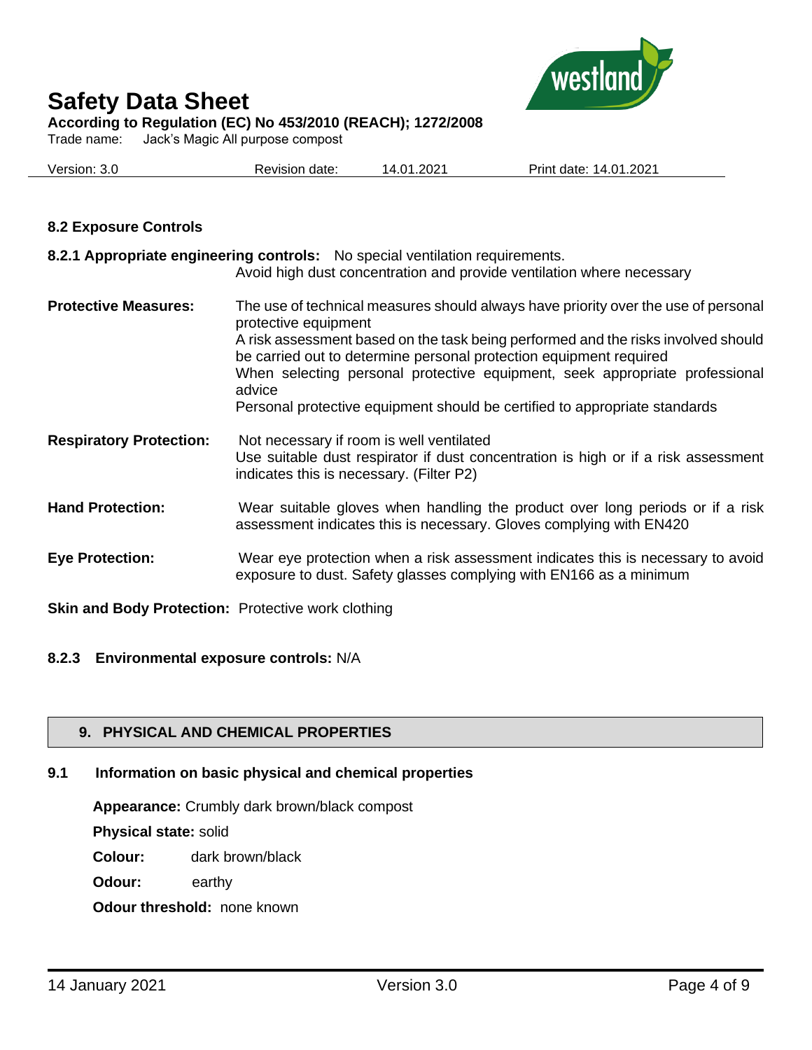### 8.2 Exposure Controls

**8.2.1 Appropriate engineering controls:** No special ventilation requirements.
Avoid high dust concentration and provide ventilation where necessary

**Protective Measures:** The use of technical measures should always have priority over the use of personal protective equipment
A risk assessment based on the task being performed and the risks involved should be carried out to determine personal protection equipment required
When selecting personal protective equipment, seek appropriate professional advice
Personal protective equipment should be certified to appropriate standards

**Respiratory Protection:** Not necessary if room is well ventilated
Use suitable dust respirator if dust concentration is high or if a risk assessment indicates this is necessary. (Filter P2)

**Hand Protection:** Wear suitable gloves when handling the product over long periods or if a risk assessment indicates this is necessary. Gloves complying with EN420

**Eye Protection:** Wear eye protection when a risk assessment indicates this is necessary to avoid exposure to dust. Safety glasses complying with EN166 as a minimum

**Skin and Body Protection:** Protective work clothing

**8.2.3 Environmental exposure controls:** N/A

## 9. PHYSICAL AND CHEMICAL PROPERTIES

### 9.1 Information on basic physical and chemical properties

**Appearance:** Crumbly dark brown/black compost

**Physical state:** solid

**Colour:** dark brown/black

**Odour:** earthy

**Odour threshold:** none known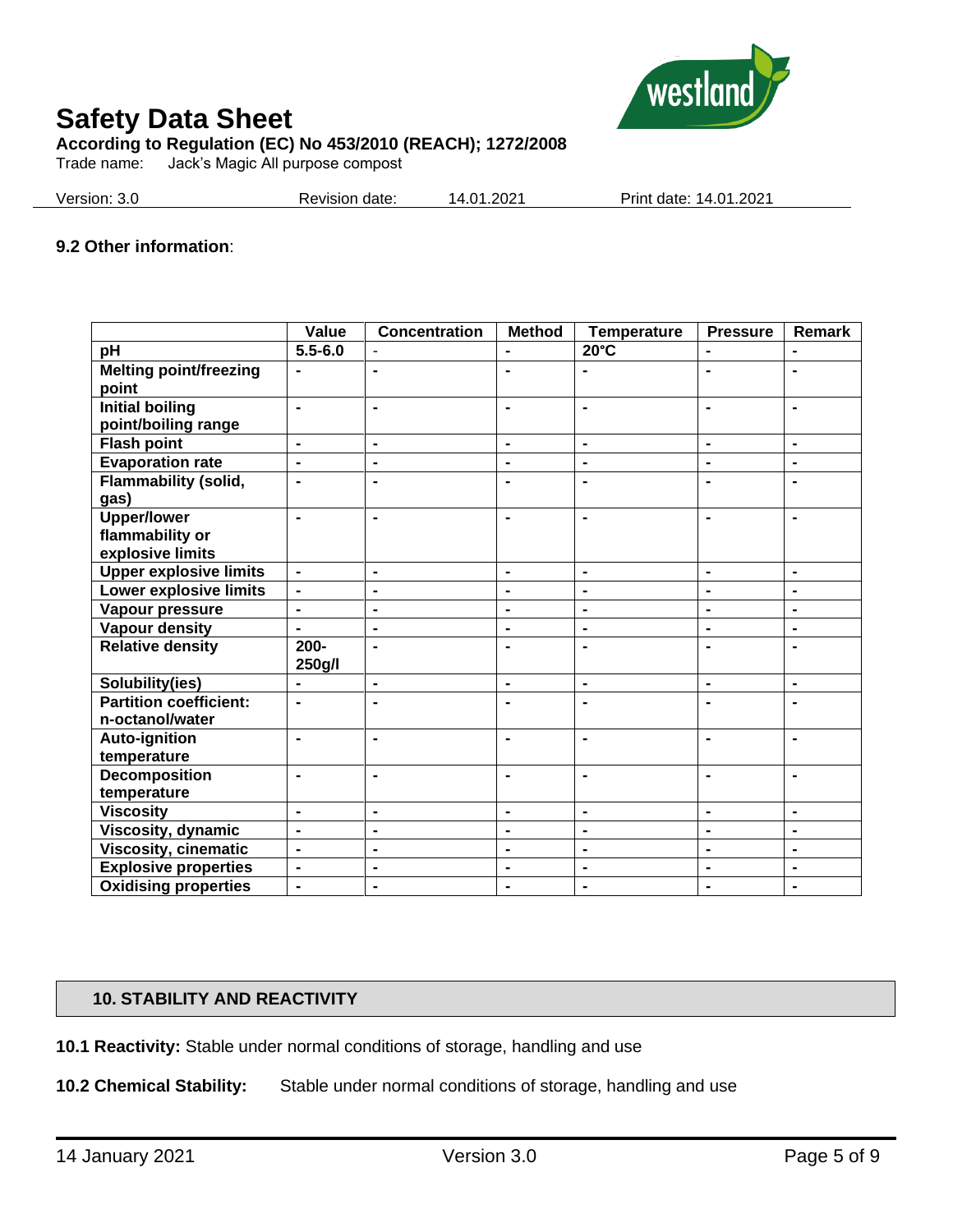### 9.2 Other information:

| | Value | Concentration | Method | Temperature | Pressure | Remark |
|---|---|---|---|---|---|---|
| pH | 5.5-6.0 | - | - | 20°C | - | - |
| Melting point/freezing point | - | - | - | - | - | - |
| Initial boiling point/boiling range | - | - | - | - | - | - |
| Flash point | - | - | - | - | - | - |
| Evaporation rate | - | - | - | - | - | - |
| Flammability (solid, gas) | - | - | - | - | - | - |
| Upper/lower flammability or explosive limits | - | - | - | - | - | - |
| Upper explosive limits | - | - | - | - | - | - |
| Lower explosive limits | - | - | - | - | - | - |
| Vapour pressure | - | - | - | - | - | - |
| Vapour density | - | - | - | - | - | - |
| Relative density | 200-250g/l | - | - | - | - | - |
| Solubility(ies) | - | - | - | - | - | - |
| Partition coefficient: n-octanol/water | - | - | - | - | - | - |
| Auto-ignition temperature | - | - | - | - | - | - |
| Decomposition temperature | - | - | - | - | - | - |
| Viscosity | - | - | - | - | - | - |
| Viscosity, dynamic | - | - | - | - | - | - |
| Viscosity, cinematic | - | - | - | - | - | - |
| Explosive properties | - | - | - | - | - | - |
| Oxidising properties | - | - | - | - | - | - |

## 10. STABILITY AND REACTIVITY

**10.1 Reactivity:** Stable under normal conditions of storage, handling and use

**10.2 Chemical Stability:** Stable under normal conditions of storage, handling and use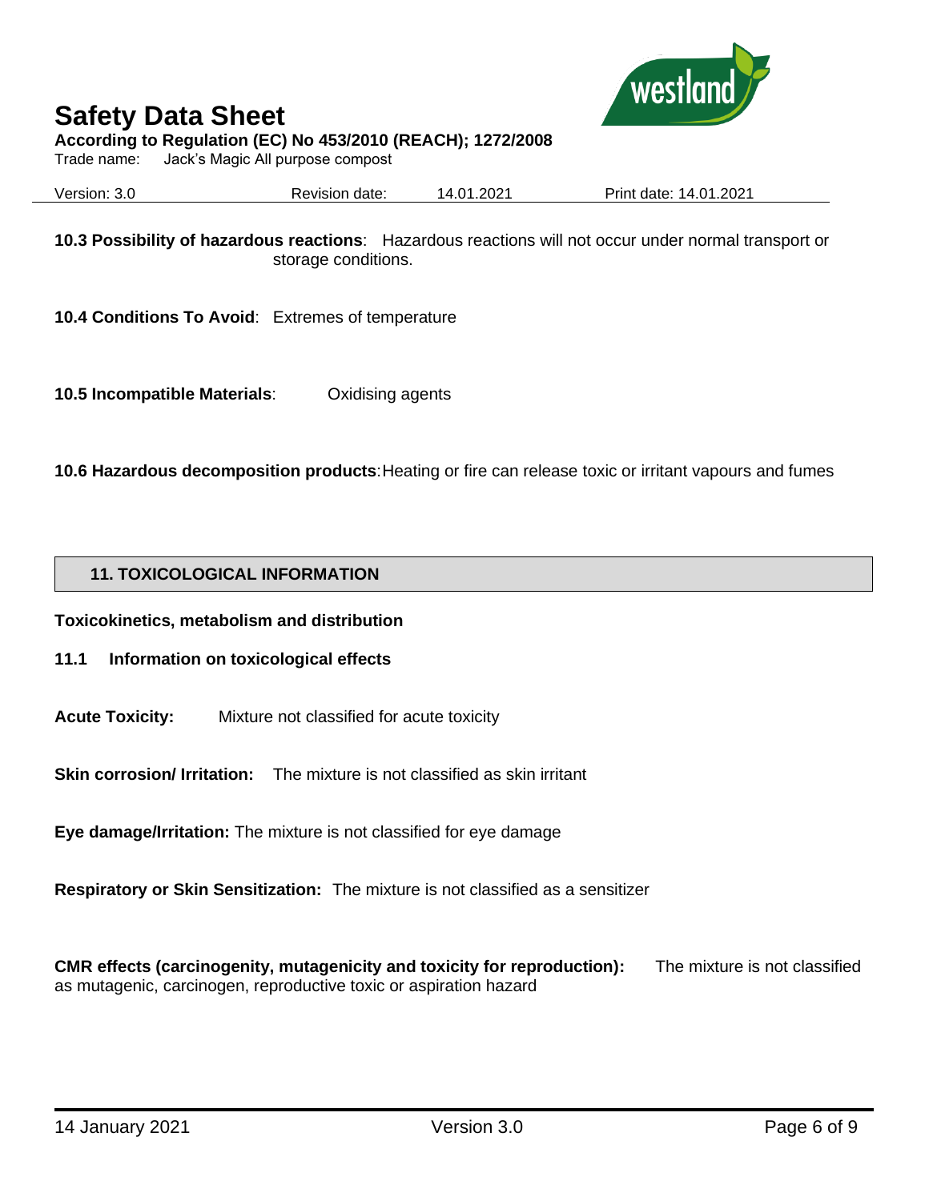**10.3 Possibility of hazardous reactions**: Hazardous reactions will not occur under normal transport or storage conditions.

**10.4 Conditions To Avoid**: Extremes of temperature

**10.5 Incompatible Materials**: Oxidising agents

**10.6 Hazardous decomposition products**: Heating or fire can release toxic or irritant vapours and fumes

## 11. TOXICOLOGICAL INFORMATION

**Toxicokinetics, metabolism and distribution**

**11.1 Information on toxicological effects**

**Acute Toxicity:** Mixture not classified for acute toxicity

**Skin corrosion/ Irritation:** The mixture is not classified as skin irritant

**Eye damage/Irritation:** The mixture is not classified for eye damage

**Respiratory or Skin Sensitization:** The mixture is not classified as a sensitizer

**CMR effects (carcinogenity, mutagenicity and toxicity for reproduction):** The mixture is not classified as mutagenic, carcinogen, reproductive toxic or aspiration hazard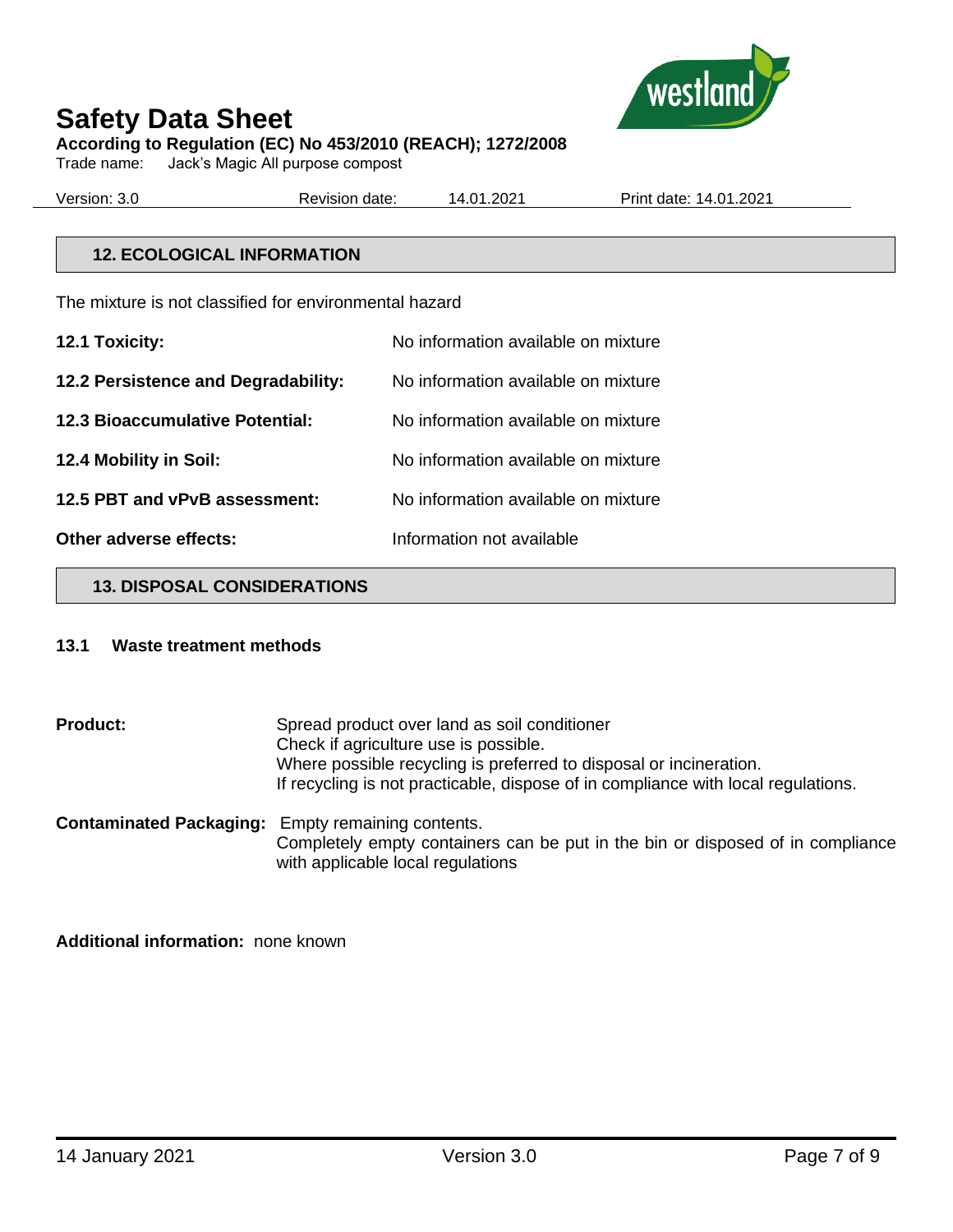## 12. ECOLOGICAL INFORMATION

The mixture is not classified for environmental hazard

| | |
|---|---|
| **12.1 Toxicity:** | No information available on mixture |
| **12.2 Persistence and Degradability:** | No information available on mixture |
| **12.3 Bioaccumulative Potential:** | No information available on mixture |
| **12.4 Mobility in Soil:** | No information available on mixture |
| **12.5 PBT and vPvB assessment:** | No information available on mixture |
| **Other adverse effects:** | Information not available |

## 13. DISPOSAL CONSIDERATIONS

### 13.1 Waste treatment methods

**Product:** Spread product over land as soil conditioner
Check if agriculture use is possible.
Where possible recycling is preferred to disposal or incineration.
If recycling is not practicable, dispose of in compliance with local regulations.

**Contaminated Packaging:** Empty remaining contents.
Completely empty containers can be put in the bin or disposed of in compliance with applicable local regulations

**Additional information:** none known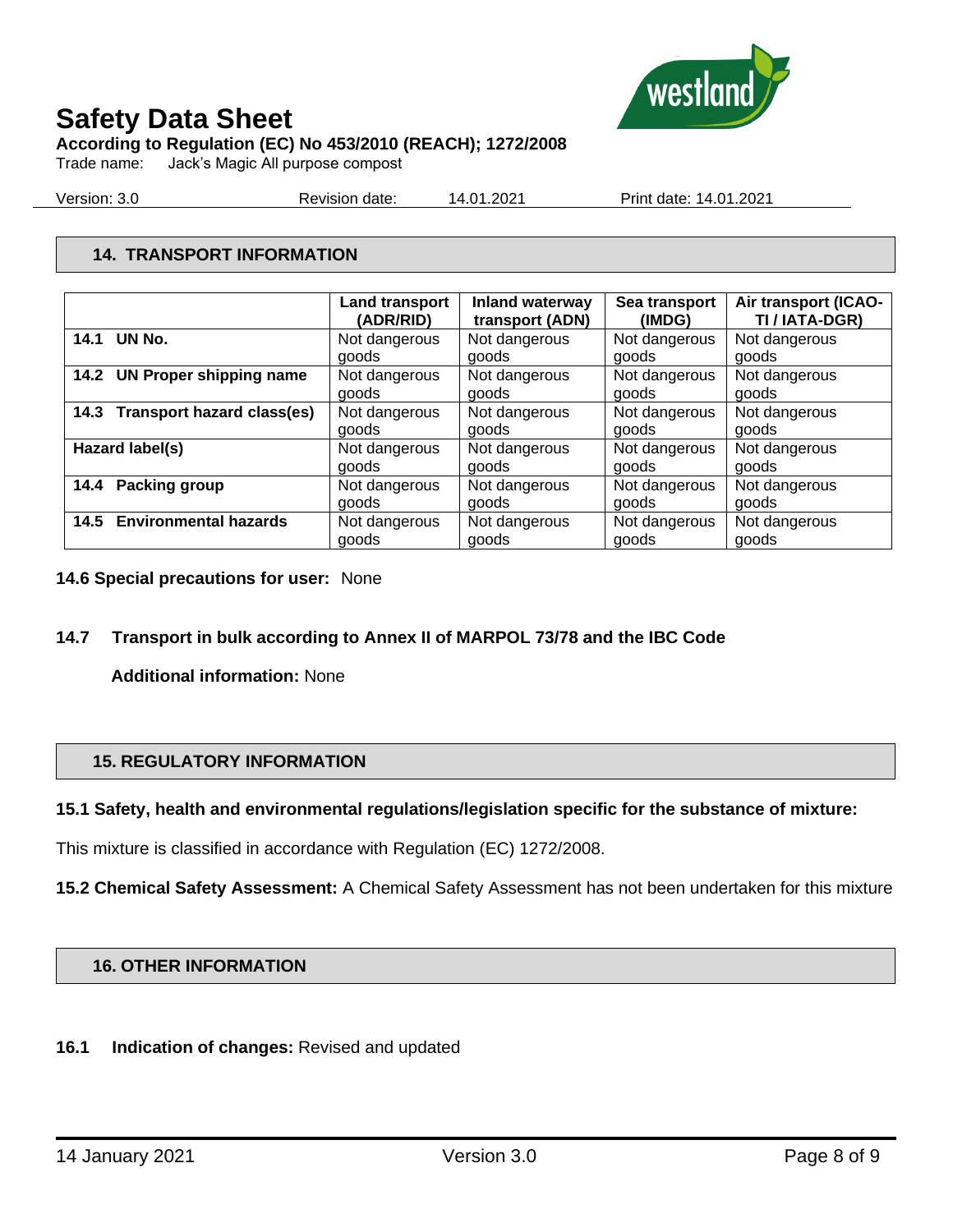## 14. TRANSPORT INFORMATION

| | Land transport (ADR/RID) | Inland waterway transport (ADN) | Sea transport (IMDG) | Air transport (ICAO-TI / IATA-DGR) |
|---|---|---|---|---|
| **14.1 UN No.** | Not dangerous goods | Not dangerous goods | Not dangerous goods | Not dangerous goods |
| **14.2 UN Proper shipping name** | Not dangerous goods | Not dangerous goods | Not dangerous goods | Not dangerous goods |
| **14.3 Transport hazard class(es)** | Not dangerous goods | Not dangerous goods | Not dangerous goods | Not dangerous goods |
| **Hazard label(s)** | Not dangerous goods | Not dangerous goods | Not dangerous goods | Not dangerous goods |
| **14.4 Packing group** | Not dangerous goods | Not dangerous goods | Not dangerous goods | Not dangerous goods |
| **14.5 Environmental hazards** | Not dangerous goods | Not dangerous goods | Not dangerous goods | Not dangerous goods |

**14.6 Special precautions for user:** None

**14.7 Transport in bulk according to Annex II of MARPOL 73/78 and the IBC Code**

**Additional information:** None

## 15. REGULATORY INFORMATION

**15.1 Safety, health and environmental regulations/legislation specific for the substance of mixture:**

This mixture is classified in accordance with Regulation (EC) 1272/2008.

**15.2 Chemical Safety Assessment:** A Chemical Safety Assessment has not been undertaken for this mixture

## 16. OTHER INFORMATION

**16.1 Indication of changes:** Revised and updated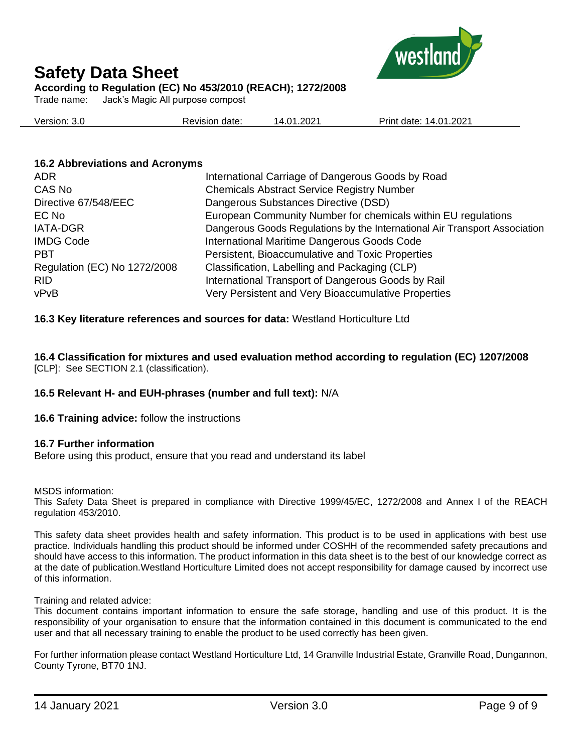### 16.2 Abbreviations and Acronyms

| | |
|---|---|
| ADR | International Carriage of Dangerous Goods by Road |
| CAS No | Chemicals Abstract Service Registry Number |
| Directive 67/548/EEC | Dangerous Substances Directive (DSD) |
| EC No | European Community Number for chemicals within EU regulations |
| IATA-DGR | Dangerous Goods Regulations by the International Air Transport Association |
| IMDG Code | International Maritime Dangerous Goods Code |
| PBT | Persistent, Bioaccumulative and Toxic Properties |
| Regulation (EC) No 1272/2008 | Classification, Labelling and Packaging (CLP) |
| RID | International Transport of Dangerous Goods by Rail |
| vPvB | Very Persistent and Very Bioaccumulative Properties |

**16.3 Key literature references and sources for data:** Westland Horticulture Ltd

**16.4 Classification for mixtures and used evaluation method according to regulation (EC) 1207/2008**
[CLP]: See SECTION 2.1 (classification).

**16.5 Relevant H- and EUH-phrases (number and full text):** N/A

**16.6 Training advice:** follow the instructions

### 16.7 Further information

Before using this product, ensure that you read and understand its label

MSDS information:
This Safety Data Sheet is prepared in compliance with Directive 1999/45/EC, 1272/2008 and Annex I of the REACH regulation 453/2010.

This safety data sheet provides health and safety information. This product is to be used in applications with best use practice. Individuals handling this product should be informed under COSHH of the recommended safety precautions and should have access to this information. The product information in this data sheet is to the best of our knowledge correct as at the date of publication.Westland Horticulture Limited does not accept responsibility for damage caused by incorrect use of this information.

Training and related advice:
This document contains important information to ensure the safe storage, handling and use of this product. It is the responsibility of your organisation to ensure that the information contained in this document is communicated to the end user and that all necessary training to enable the product to be used correctly has been given.

For further information please contact Westland Horticulture Ltd, 14 Granville Industrial Estate, Granville Road, Dungannon, County Tyrone, BT70 1NJ.